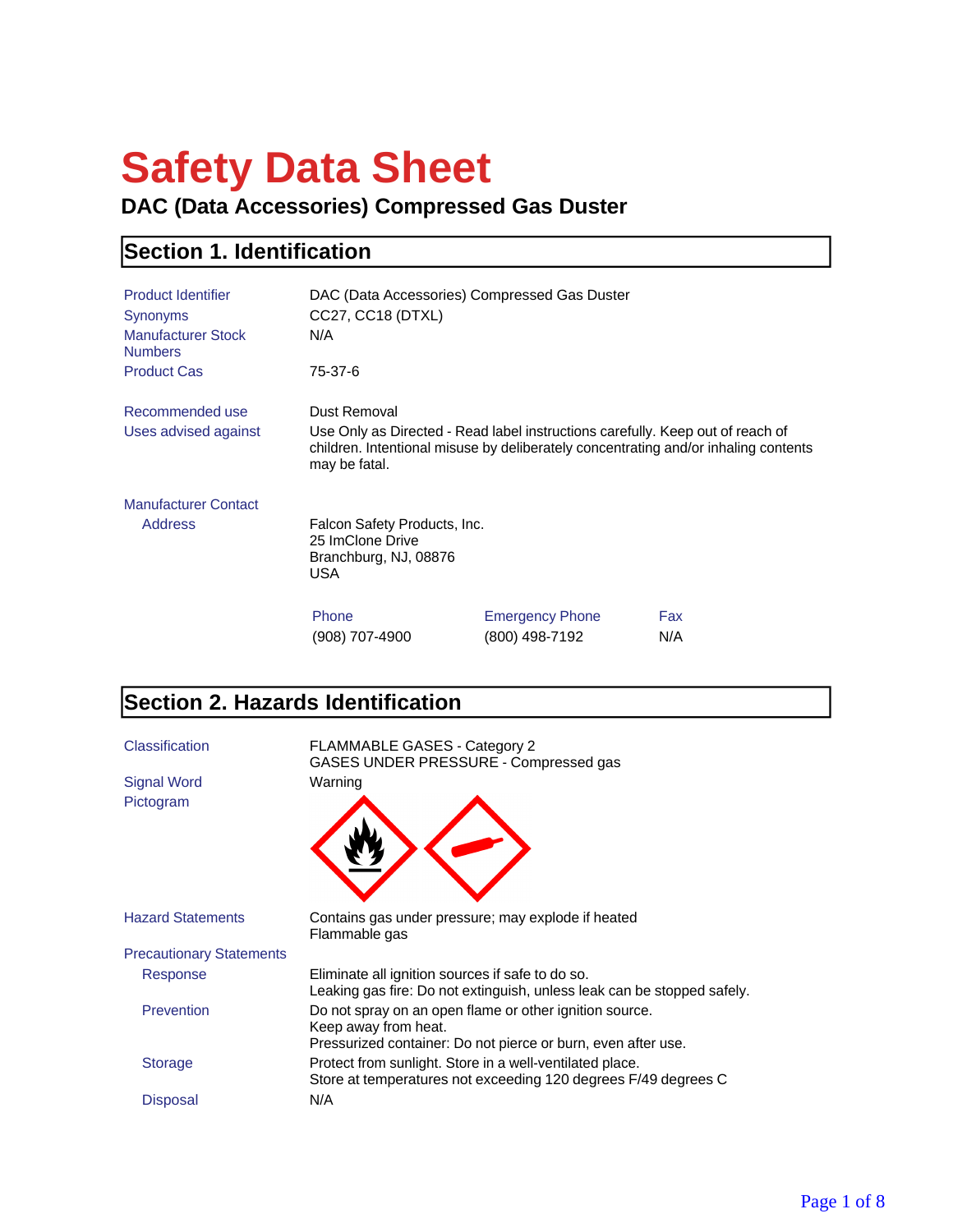# Safety Data Sheet

## DAC (Data Accessories) Compressed Gas Duster

## Section 1. Identification

| | |
|---|---|
| Product Identifier | DAC (Data Accessories) Compressed Gas Duster |
| Synonyms | CC27, CC18 (DTXL) |
| Manufacturer Stock Numbers | N/A |
| Product Cas | 75-37-6 |
| Recommended use | Dust Removal |
| Uses advised against | Use Only as Directed - Read label instructions carefully. Keep out of reach of children. Intentional misuse by deliberately concentrating and/or inhaling contents may be fatal. |

**Manufacturer Contact**

Address

Falcon Safety Products, Inc.
25 ImClone Drive
Branchburg, NJ, 08876
USA

| Phone | Emergency Phone | Fax |
|---|---|---|
| (908) 707-4900 | (800) 498-7192 | N/A |

## Section 2. Hazards Identification

| | |
|---|---|
| Classification | FLAMMABLE GASES - Category 2<br>GASES UNDER PRESSURE - Compressed gas |
| Signal Word | Warning |
| Pictogram | |
| Hazard Statements | Contains gas under pressure; may explode if heated<br>Flammable gas |

**Precautionary Statements**

| | |
|---|---|
| Response | Eliminate all ignition sources if safe to do so.<br>Leaking gas fire: Do not extinguish, unless leak can be stopped safely. |
| Prevention | Do not spray on an open flame or other ignition source.<br>Keep away from heat.<br>Pressurized container: Do not pierce or burn, even after use. |
| Storage | Protect from sunlight. Store in a well-ventilated place.<br>Store at temperatures not exceeding 120 degrees F/49 degrees C |
| Disposal | N/A |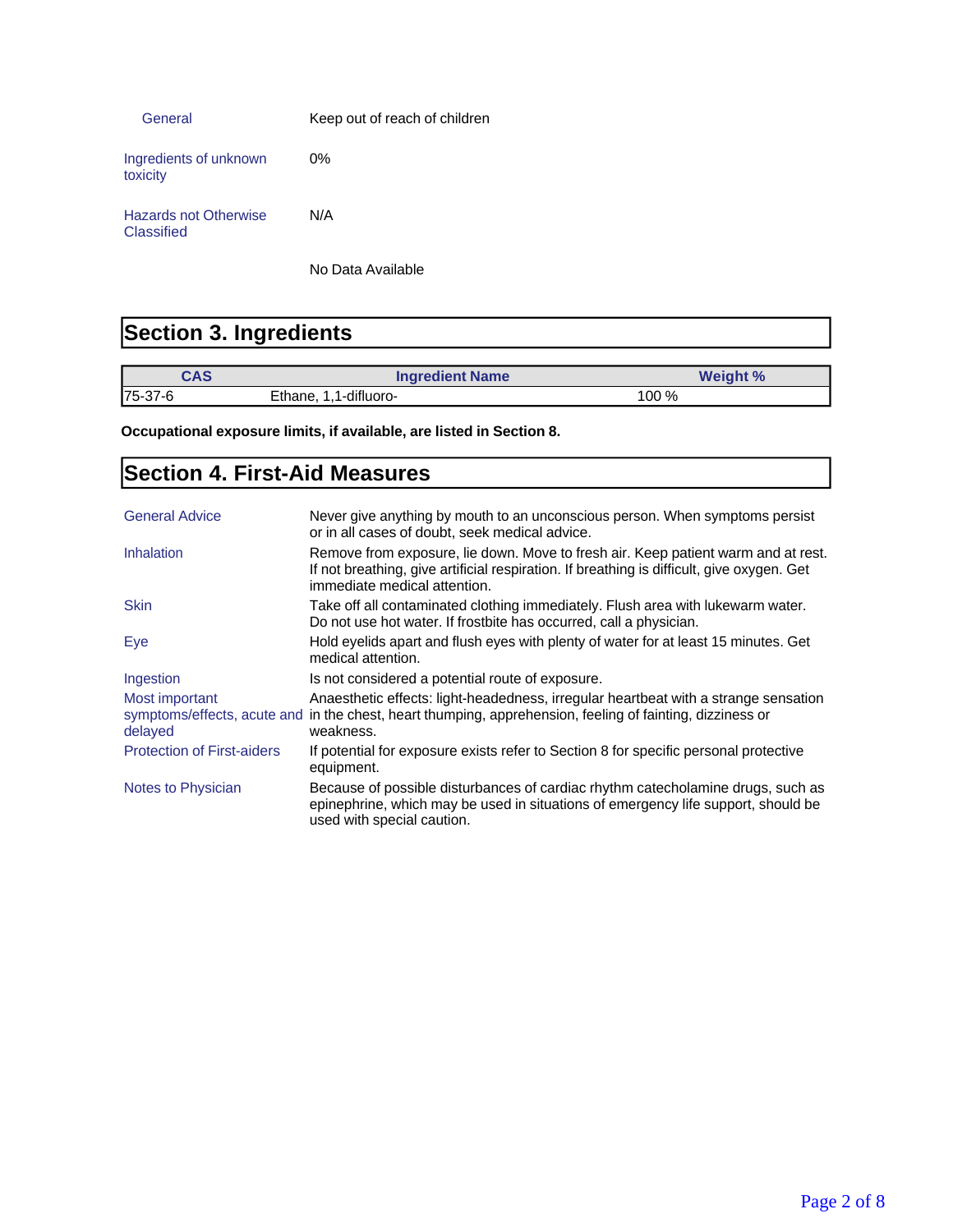| | |
|---|---|
| General | Keep out of reach of children |
| Ingredients of unknown toxicity | 0% |
| Hazards not Otherwise Classified | N/A |
| | No Data Available |

## Section 3. Ingredients

| CAS | Ingredient Name | Weight % |
|---|---|---|
| 75-37-6 | Ethane, 1,1-difluoro- | 100 % |

**Occupational exposure limits, if available, are listed in Section 8.**

## Section 4. First-Aid Measures

| | |
|---|---|
| General Advice | Never give anything by mouth to an unconscious person. When symptoms persist or in all cases of doubt, seek medical advice. |
| Inhalation | Remove from exposure, lie down. Move to fresh air. Keep patient warm and at rest. If not breathing, give artificial respiration. If breathing is difficult, give oxygen. Get immediate medical attention. |
| Skin | Take off all contaminated clothing immediately. Flush area with lukewarm water. Do not use hot water. If frostbite has occurred, call a physician. |
| Eye | Hold eyelids apart and flush eyes with plenty of water for at least 15 minutes. Get medical attention. |
| Ingestion | Is not considered a potential route of exposure. |
| Most important symptoms/effects, acute and delayed | Anaesthetic effects: light-headedness, irregular heartbeat with a strange sensation in the chest, heart thumping, apprehension, feeling of fainting, dizziness or weakness. |
| Protection of First-aiders | If potential for exposure exists refer to Section 8 for specific personal protective equipment. |
| Notes to Physician | Because of possible disturbances of cardiac rhythm catecholamine drugs, such as epinephrine, which may be used in situations of emergency life support, should be used with special caution. |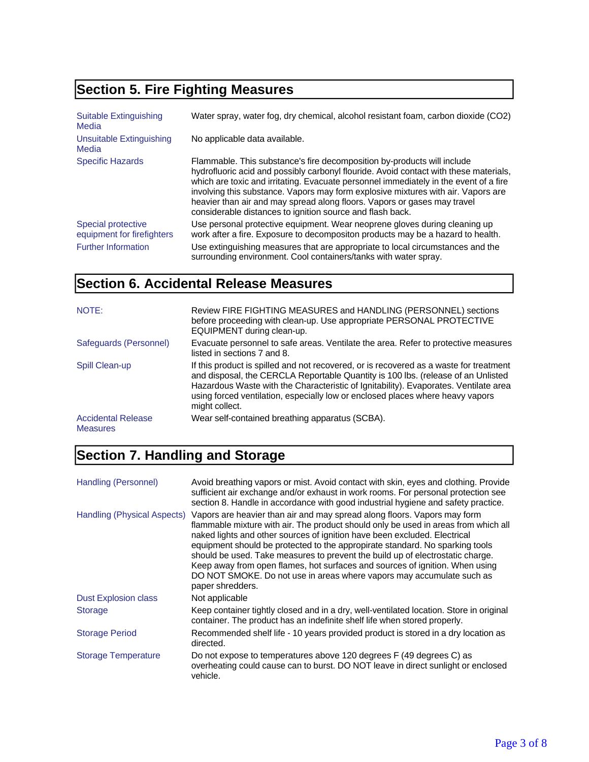## Section 5. Fire Fighting Measures

| | |
|---|---|
| Suitable Extinguishing Media | Water spray, water fog, dry chemical, alcohol resistant foam, carbon dioxide ($CO_2$) |
| Unsuitable Extinguishing Media | No applicable data available. |
| Specific Hazards | Flammable. This substance's fire decomposition by-products will include hydrofluoric acid and possibly carbonyl flouride. Avoid contact with these materials, which are toxic and irritating. Evacuate personnel immediately in the event of a fire involving this substance. Vapors may form explosive mixtures with air. Vapors are heavier than air and may spread along floors. Vapors or gases may travel considerable distances to ignition source and flash back. |
| Special protective equipment for firefighters | Use personal protective equipment. Wear neoprene gloves during cleaning up work after a fire. Exposure to decompositon products may be a hazard to health. |
| Further Information | Use extinguishing measures that are appropriate to local circumstances and the surrounding environment. Cool containers/tanks with water spray. |

## Section 6. Accidental Release Measures

| | |
|---|---|
| NOTE: | Review FIRE FIGHTING MEASURES and HANDLING (PERSONNEL) sections before proceeding with clean-up. Use appropriate PERSONAL PROTECTIVE EQUIPMENT during clean-up. |
| Safeguards (Personnel) | Evacuate personnel to safe areas. Ventilate the area. Refer to protective measures listed in sections 7 and 8. |
| Spill Clean-up | If this product is spilled and not recovered, or is recovered as a waste for treatment and disposal, the CERCLA Reportable Quantity is 100 lbs. (release of an Unlisted Hazardous Waste with the Characteristic of Ignitability). Evaporates. Ventilate area using forced ventilation, especially low or enclosed places where heavy vapors might collect. |
| Accidental Release Measures | Wear self-contained breathing apparatus (SCBA). |

## Section 7. Handling and Storage

| | |
|---|---|
| Handling (Personnel) | Avoid breathing vapors or mist. Avoid contact with skin, eyes and clothing. Provide sufficient air exchange and/or exhaust in work rooms. For personal protection see section 8. Handle in accordance with good industrial hygiene and safety practice. |
| Handling (Physical Aspects) | Vapors are heavier than air and may spread along floors. Vapors may form flammable mixture with air. The product should only be used in areas from which all naked lights and other sources of ignition have been excluded. Electrical equipment should be protected to the appropriate standard. No sparking tools should be used. Take measures to prevent the build up of electrostatic charge. Keep away from open flames, hot surfaces and sources of ignition. When using DO NOT SMOKE. Do not use in areas where vapors may accumulate such as paper shredders. |
| Dust Explosion class | Not applicable |
| Storage | Keep container tightly closed and in a dry, well-ventilated location. Store in original container. The product has an indefinite shelf life when stored properly. |
| Storage Period | Recommended shelf life - 10 years provided product is stored in a dry location as directed. |
| Storage Temperature | Do not expose to temperatures above 120 degrees F (49 degrees C) as overheating could cause can to burst. DO NOT leave in direct sunlight or enclosed vehicle. |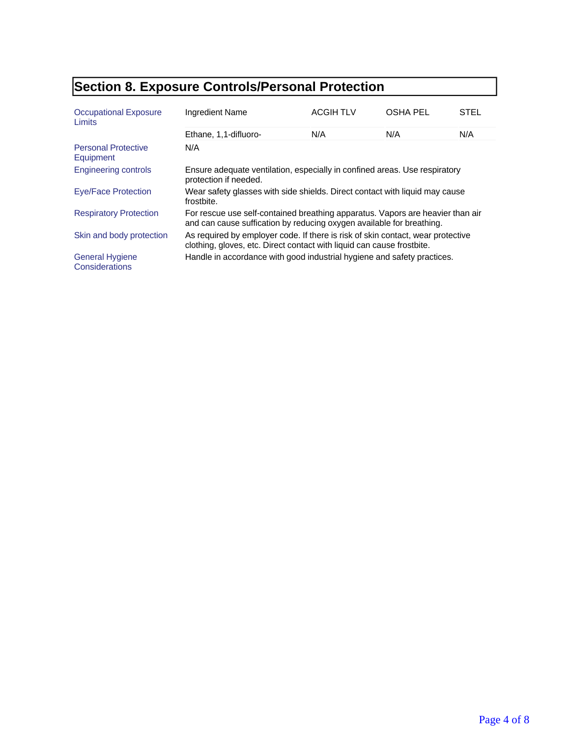## Section 8. Exposure Controls/Personal Protection

| Occupational Exposure Limits | Ingredient Name | ACGIH TLV | OSHA PEL | STEL |
|---|---|---|---|---|
| | Ethane, 1,1-difluoro- | N/A | N/A | N/A |

**Personal Protective Equipment**
N/A

**Engineering controls**
Ensure adequate ventilation, especially in confined areas. Use respiratory protection if needed.

**Eye/Face Protection**
Wear safety glasses with side shields. Direct contact with liquid may cause frostbite.

**Respiratory Protection**
For rescue use self-contained breathing apparatus. Vapors are heavier than air and can cause suffication by reducing oxygen available for breathing.

**Skin and body protection**
As required by employer code. If there is risk of skin contact, wear protective clothing, gloves, etc. Direct contact with liquid can cause frostbite.

**General Hygiene Considerations**
Handle in accordance with good industrial hygiene and safety practices.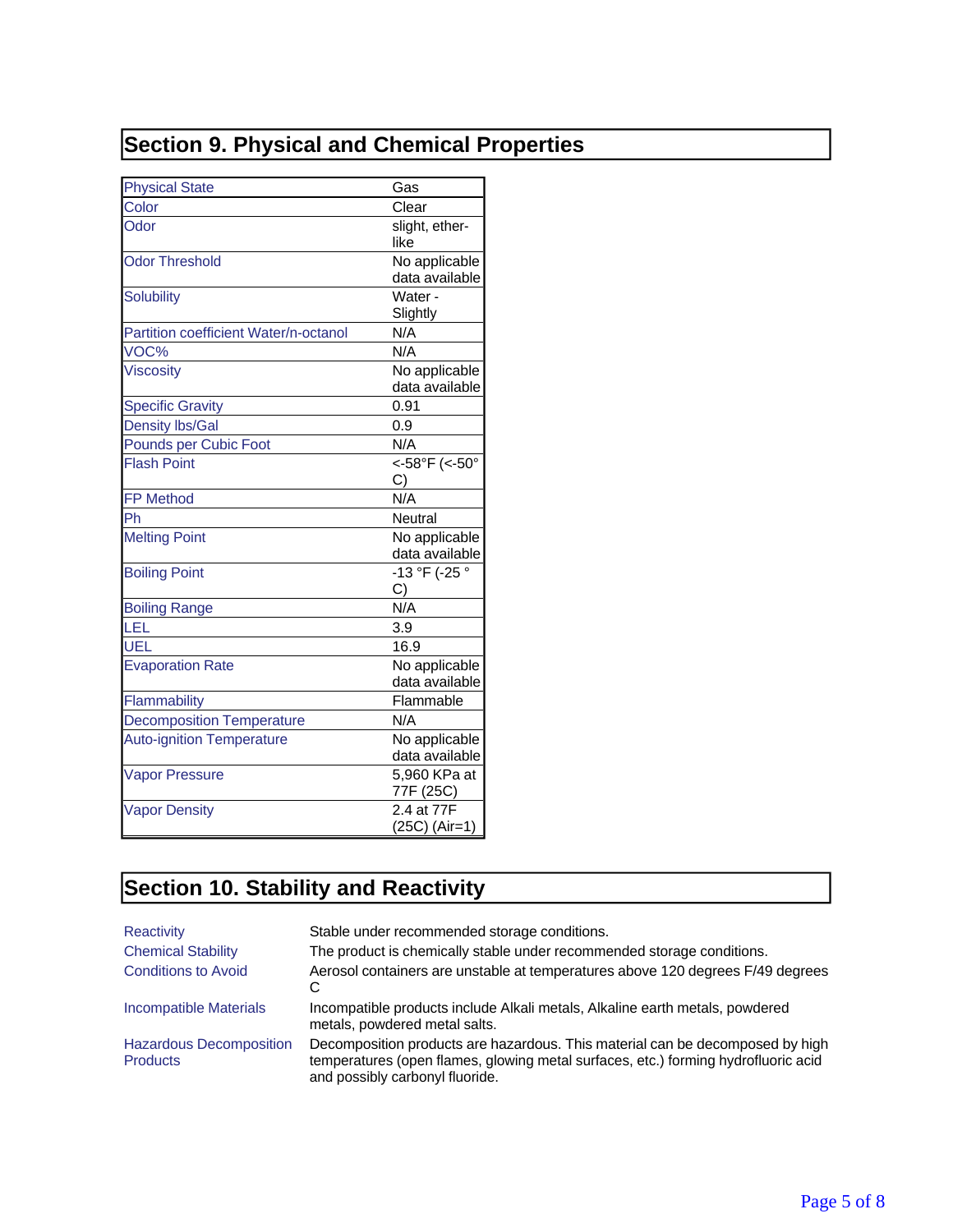## Section 9. Physical and Chemical Properties

| Property | Value |
|---|---|
| Physical State | Gas |
| Color | Clear |
| Odor | slight, ether-like |
| Odor Threshold | No applicable data available |
| Solubility | Water - Slightly |
| Partition coefficient Water/n-octanol | N/A |
| VOC% | N/A |
| Viscosity | No applicable data available |
| Specific Gravity | 0.91 |
| Density lbs/Gal | 0.9 |
| Pounds per Cubic Foot | N/A |
| Flash Point | <-58°F (<-50° C) |
| FP Method | N/A |
| Ph | Neutral |
| Melting Point | No applicable data available |
| Boiling Point | -13 °F (-25 ° C) |
| Boiling Range | N/A |
| LEL | 3.9 |
| UEL | 16.9 |
| Evaporation Rate | No applicable data available |
| Flammability | Flammable |
| Decomposition Temperature | N/A |
| Auto-ignition Temperature | No applicable data available |
| Vapor Pressure | 5,960 KPa at 77F (25C) |
| Vapor Density | 2.4 at 77F (25C) (Air=1) |

## Section 10. Stability and Reactivity

| | |
|---|---|
| Reactivity | Stable under recommended storage conditions. |
| Chemical Stability | The product is chemically stable under recommended storage conditions. |
| Conditions to Avoid | Aerosol containers are unstable at temperatures above 120 degrees F/49 degrees C |
| Incompatible Materials | Incompatible products include Alkali metals, Alkaline earth metals, powdered metals, powdered metal salts. |
| Hazardous Decomposition Products | Decomposition products are hazardous. This material can be decomposed by high temperatures (open flames, glowing metal surfaces, etc.) forming hydrofluoric acid and possibly carbonyl fluoride. |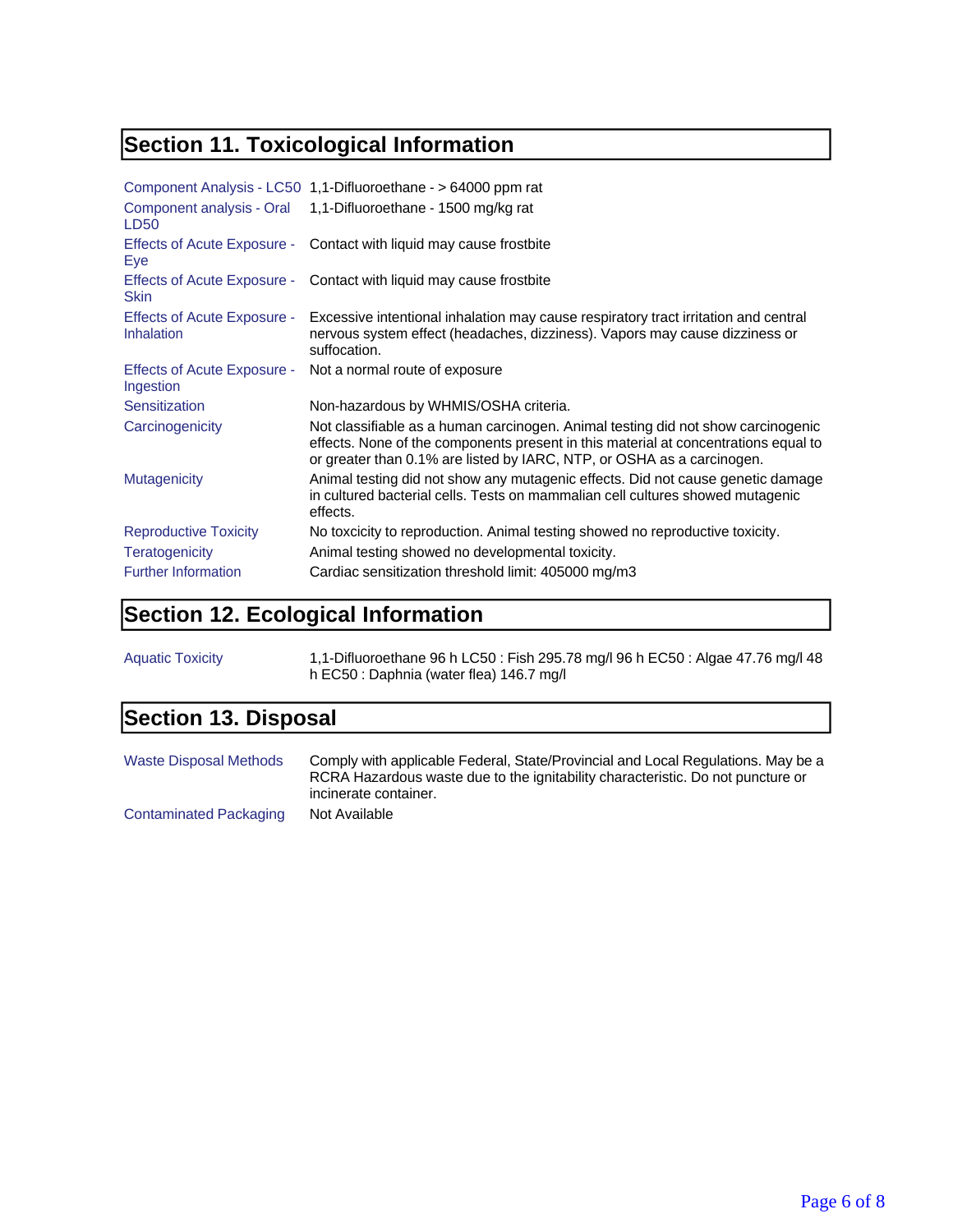## Section 11. Toxicological Information

| | |
|---|---|
| Component Analysis - LC50 | 1,1-Difluoroethane - > 64000 ppm rat |
| Component analysis - Oral LD50 | 1,1-Difluoroethane - 1500 mg/kg rat |
| Effects of Acute Exposure - Eye | Contact with liquid may cause frostbite |
| Effects of Acute Exposure - Skin | Contact with liquid may cause frostbite |
| Effects of Acute Exposure - Inhalation | Excessive intentional inhalation may cause respiratory tract irritation and central nervous system effect (headaches, dizziness). Vapors may cause dizziness or suffocation. |
| Effects of Acute Exposure - Ingestion | Not a normal route of exposure |
| Sensitization | Non-hazardous by WHMIS/OSHA criteria. |
| Carcinogenicity | Not classifiable as a human carcinogen. Animal testing did not show carcinogenic effects. None of the components present in this material at concentrations equal to or greater than 0.1% are listed by IARC, NTP, or OSHA as a carcinogen. |
| Mutagenicity | Animal testing did not show any mutagenic effects. Did not cause genetic damage in cultured bacterial cells. Tests on mammalian cell cultures showed mutagenic effects. |
| Reproductive Toxicity | No toxcicity to reproduction. Animal testing showed no reproductive toxicity. |
| Teratogenicity | Animal testing showed no developmental toxicity. |
| Further Information | Cardiac sensitization threshold limit: 405000 mg/m3 |

## Section 12. Ecological Information

| | |
|---|---|
| Aquatic Toxicity | 1,1-Difluoroethane 96 h LC50 : Fish 295.78 mg/l 96 h EC50 : Algae 47.76 mg/l 48 h EC50 : Daphnia (water flea) 146.7 mg/l |

## Section 13. Disposal

| | |
|---|---|
| Waste Disposal Methods | Comply with applicable Federal, State/Provincial and Local Regulations. May be a RCRA Hazardous waste due to the ignitability characteristic. Do not puncture or incinerate container. |
| Contaminated Packaging | Not Available |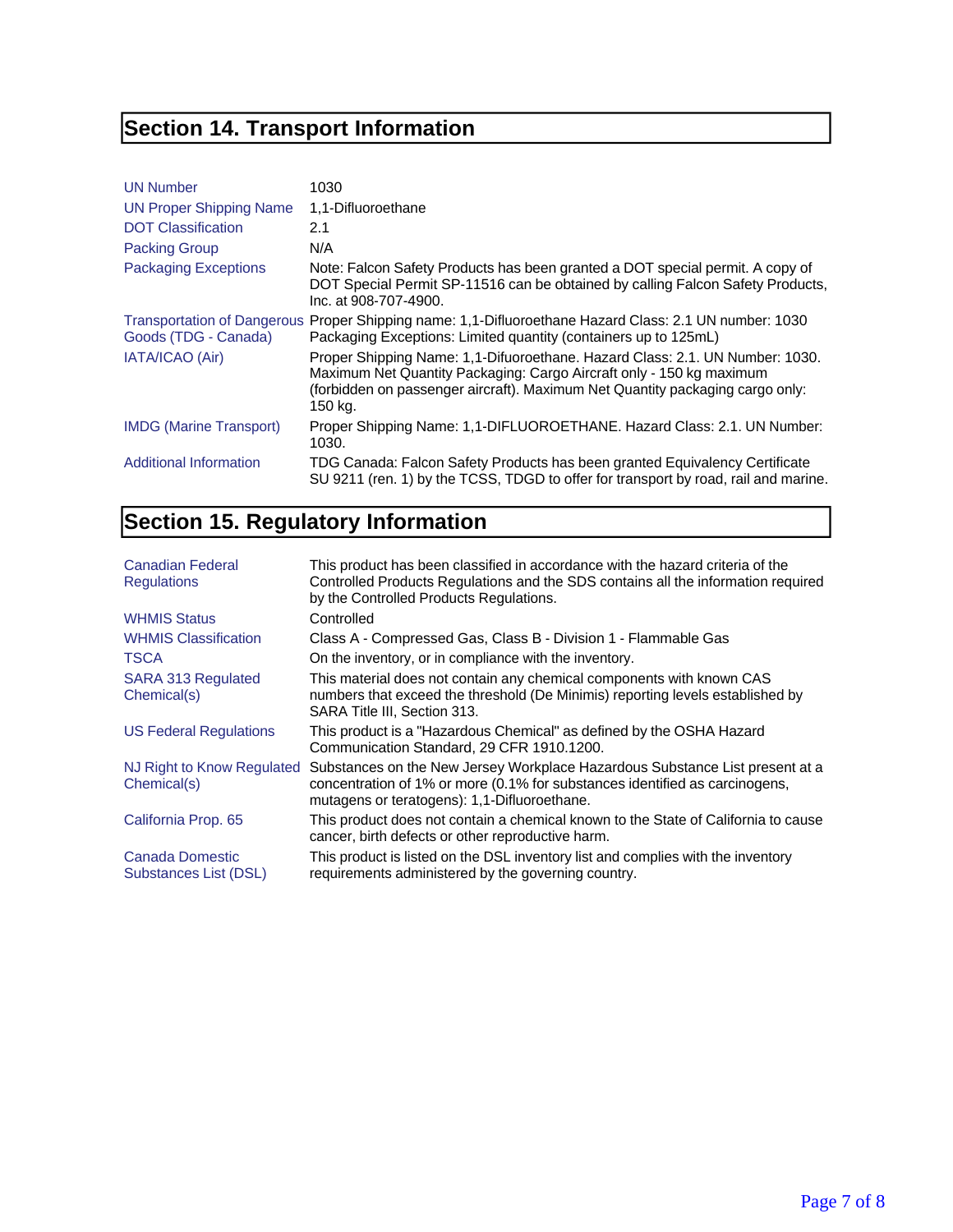## Section 14. Transport Information

| | |
|---|---|
| UN Number | 1030 |
| UN Proper Shipping Name | 1,1-Difluoroethane |
| DOT Classification | 2.1 |
| Packing Group | N/A |
| Packaging Exceptions | Note: Falcon Safety Products has been granted a DOT special permit. A copy of DOT Special Permit SP-11516 can be obtained by calling Falcon Safety Products, Inc. at 908-707-4900. |
| Transportation of Dangerous Goods (TDG - Canada) | Proper Shipping name: 1,1-Difluoroethane Hazard Class: 2.1 UN number: 1030 Packaging Exceptions: Limited quantity (containers up to 125mL) |
| IATA/ICAO (Air) | Proper Shipping Name: 1,1-Difuoroethane. Hazard Class: 2.1. UN Number: 1030. Maximum Net Quantity Packaging: Cargo Aircraft only - 150 kg maximum (forbidden on passenger aircraft). Maximum Net Quantity packaging cargo only: 150 kg. |
| IMDG (Marine Transport) | Proper Shipping Name: 1,1-DIFLUOROETHANE. Hazard Class: 2.1. UN Number: 1030. |
| Additional Information | TDG Canada: Falcon Safety Products has been granted Equivalency Certificate SU 9211 (ren. 1) by the TCSS, TDGD to offer for transport by road, rail and marine. |

## Section 15. Regulatory Information

| | |
|---|---|
| Canadian Federal Regulations | This product has been classified in accordance with the hazard criteria of the Controlled Products Regulations and the SDS contains all the information required by the Controlled Products Regulations. |
| WHMIS Status | Controlled |
| WHMIS Classification | Class A - Compressed Gas, Class B - Division 1 - Flammable Gas |
| TSCA | On the inventory, or in compliance with the inventory. |
| SARA 313 Regulated Chemical(s) | This material does not contain any chemical components with known CAS numbers that exceed the threshold (De Minimis) reporting levels established by SARA Title III, Section 313. |
| US Federal Regulations | This product is a "Hazardous Chemical" as defined by the OSHA Hazard Communication Standard, 29 CFR 1910.1200. |
| NJ Right to Know Regulated Chemical(s) | Substances on the New Jersey Workplace Hazardous Substance List present at a concentration of 1% or more (0.1% for substances identified as carcinogens, mutagens or teratogens): 1,1-Difluoroethane. |
| California Prop. 65 | This product does not contain a chemical known to the State of California to cause cancer, birth defects or other reproductive harm. |
| Canada Domestic Substances List (DSL) | This product is listed on the DSL inventory list and complies with the inventory requirements administered by the governing country. |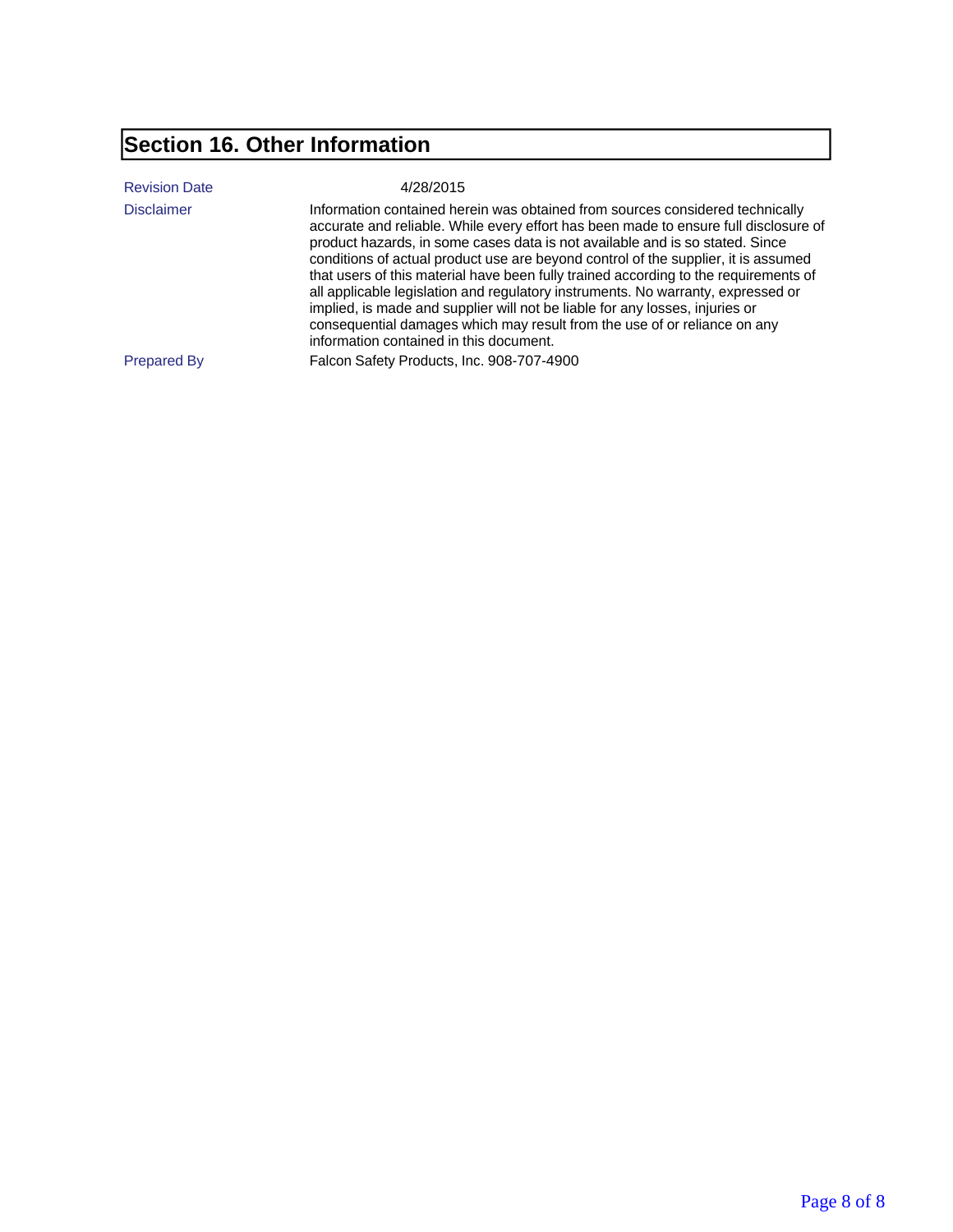## Section 16. Other Information

| | |
|---|---|
| Revision Date | 4/28/2015 |
| Disclaimer | Information contained herein was obtained from sources considered technically accurate and reliable. While every effort has been made to ensure full disclosure of product hazards, in some cases data is not available and is so stated. Since conditions of actual product use are beyond control of the supplier, it is assumed that users of this material have been fully trained according to the requirements of all applicable legislation and regulatory instruments. No warranty, expressed or implied, is made and supplier will not be liable for any losses, injuries or consequential damages which may result from the use of or reliance on any information contained in this document. |
| Prepared By | Falcon Safety Products, Inc. 908-707-4900 |